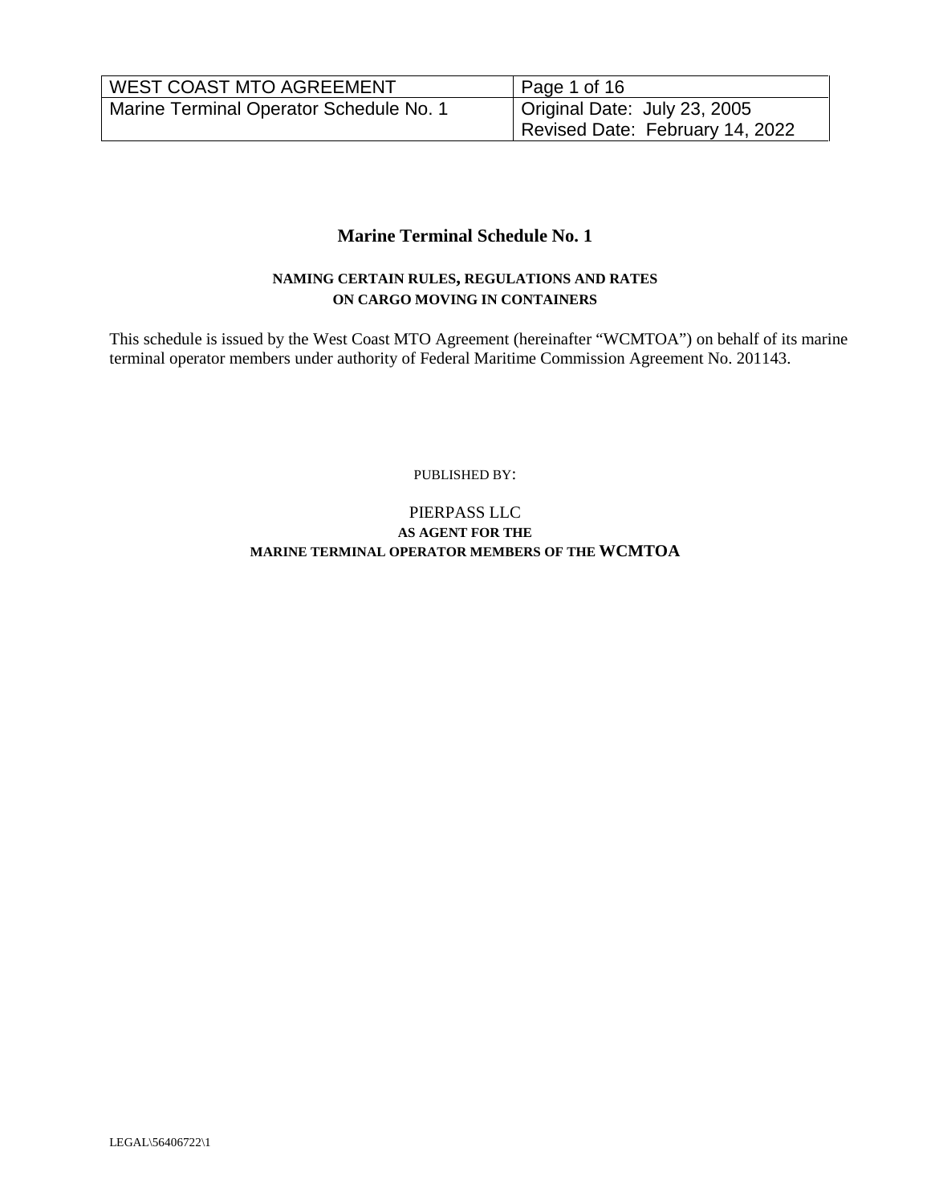| WEST COAST MTO AGREEMENT | Page 1 of 16 |
| --- | --- |
| Marine Terminal Operator Schedule No. 1 | Original Date: July 23, 2005<br>Revised Date: February 14, 2022 |

# Marine Terminal Schedule No. 1

### NAMING CERTAIN RULES, REGULATIONS AND RATES ON CARGO MOVING IN CONTAINERS

This schedule is issued by the West Coast MTO Agreement (hereinafter "WCMTOA") on behalf of its marine terminal operator members under authority of Federal Maritime Commission Agreement No. 201143.

PUBLISHED BY:

PIERPASS LLC
**AS AGENT FOR THE**
**MARINE TERMINAL OPERATOR MEMBERS OF THE WCMTOA**

LEGAL\56406722\1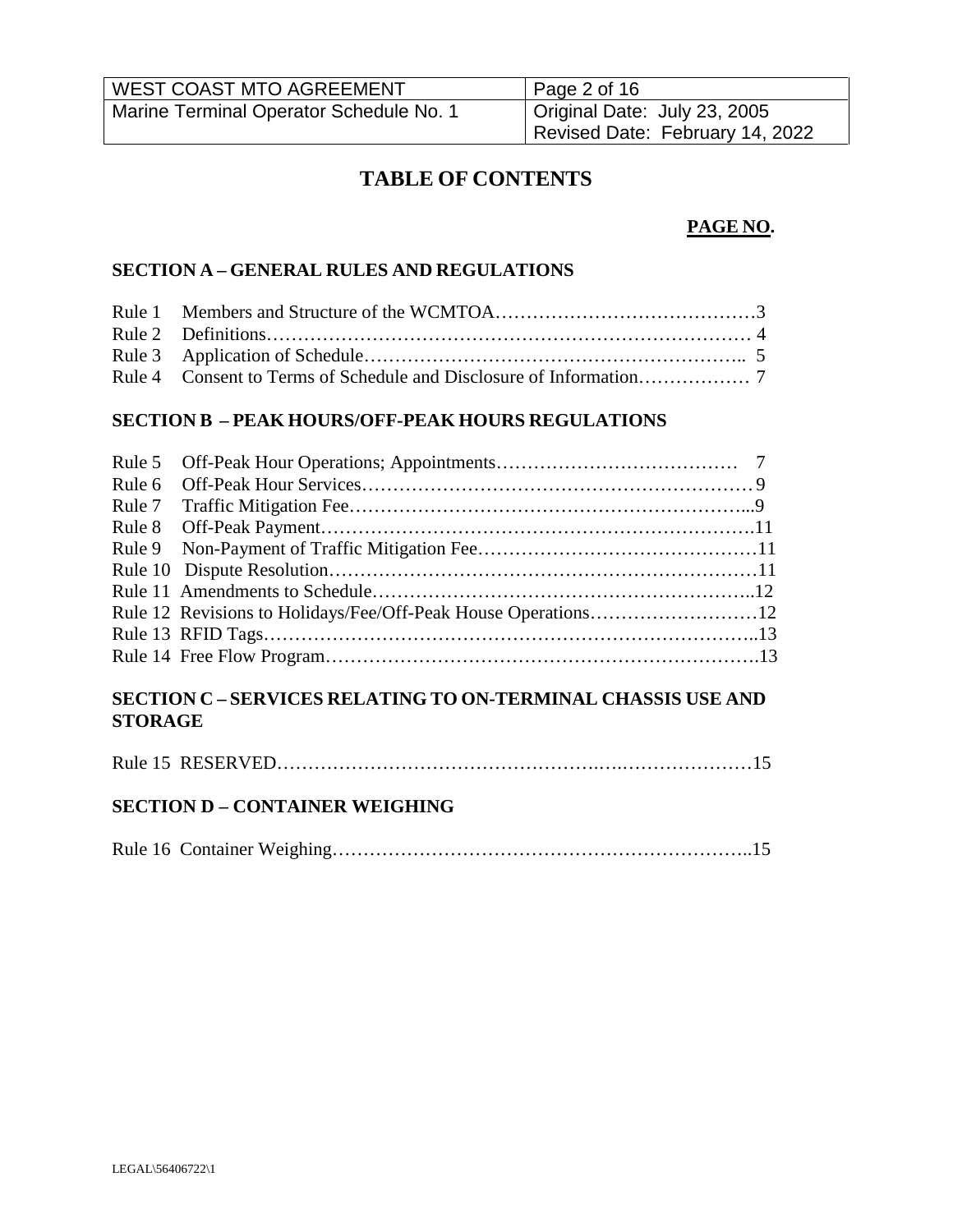# TABLE OF CONTENTS

**PAGE NO.**

## SECTION A – GENERAL RULES AND REGULATIONS

Rule 1 Members and Structure of the WCMTOA……………………………………3
Rule 2 Definitions………………………………………………………………… 4
Rule 3 Application of Schedule…………………………………………………….. 5
Rule 4 Consent to Terms of Schedule and Disclosure of Information……………… 7

## SECTION B – PEAK HOURS/OFF-PEAK HOURS REGULATIONS

Rule 5 Off-Peak Hour Operations; Appointments………………………………… 7
Rule 6 Off-Peak Hour Services……………………………………………………… 9
Rule 7 Traffic Mitigation Fee………………………………………………………...9
Rule 8 Off-Peak Payment…………………………………………………………….11
Rule 9 Non-Payment of Traffic Mitigation Fee………………………………………11
Rule 10 Dispute Resolution……………………………………………………………11
Rule 11 Amendments to Schedule……………………………………………………..12
Rule 12 Revisions to Holidays/Fee/Off-Peak House Operations………………………12
Rule 13 RFID Tags………………………………………………………………………..13
Rule 14 Free Flow Program…………………………………………………………….13

## SECTION C – SERVICES RELATING TO ON-TERMINAL CHASSIS USE AND STORAGE

Rule 15 RESERVED……………………………………………………………………15

## SECTION D – CONTAINER WEIGHING

Rule 16 Container Weighing……………………………………………………………..15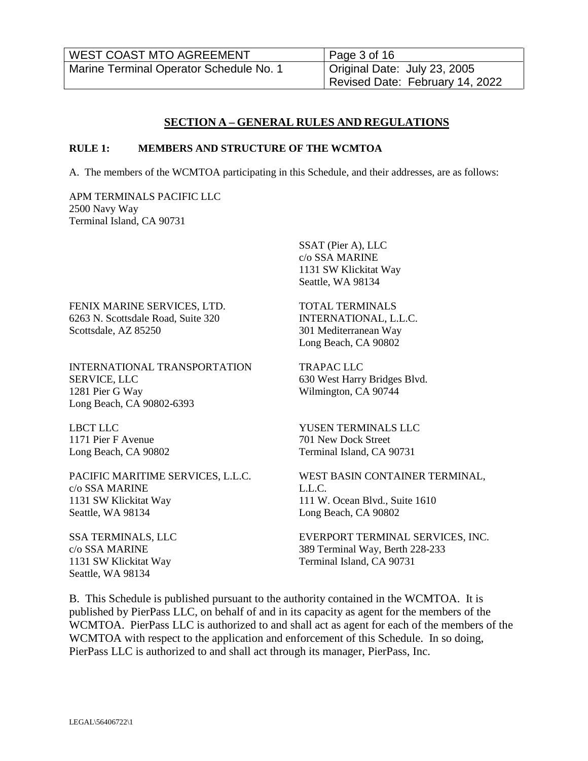## SECTION A – GENERAL RULES AND REGULATIONS

**RULE 1: MEMBERS AND STRUCTURE OF THE WCMTOA**

A. The members of the WCMTOA participating in this Schedule, and their addresses, are as follows:

APM TERMINALS PACIFIC LLC
2500 Navy Way
Terminal Island, CA 90731

FENIX MARINE SERVICES, LTD.
6263 N. Scottsdale Road, Suite 320
Scottsdale, AZ 85250

INTERNATIONAL TRANSPORTATION SERVICE, LLC
1281 Pier G Way
Long Beach, CA 90802-6393

LBCT LLC
1171 Pier F Avenue
Long Beach, CA 90802

PACIFIC MARITIME SERVICES, L.L.C.
c/o SSA MARINE
1131 SW Klickitat Way
Seattle, WA 98134

SSA TERMINALS, LLC
c/o SSA MARINE
1131 SW Klickitat Way
Seattle, WA 98134

SSAT (Pier A), LLC
c/o SSA MARINE
1131 SW Klickitat Way
Seattle, WA 98134

TOTAL TERMINALS INTERNATIONAL, L.L.C.
301 Mediterranean Way
Long Beach, CA 90802

TRAPAC LLC
630 West Harry Bridges Blvd.
Wilmington, CA 90744

YUSEN TERMINALS LLC
701 New Dock Street
Terminal Island, CA 90731

WEST BASIN CONTAINER TERMINAL, L.L.C.
111 W. Ocean Blvd., Suite 1610
Long Beach, CA 90802

EVERPORT TERMINAL SERVICES, INC.
389 Terminal Way, Berth 228-233
Terminal Island, CA 90731

B. This Schedule is published pursuant to the authority contained in the WCMTOA. It is published by PierPass LLC, on behalf of and in its capacity as agent for the members of the WCMTOA. PierPass LLC is authorized to and shall act as agent for each of the members of the WCMTOA with respect to the application and enforcement of this Schedule. In so doing, PierPass LLC is authorized to and shall act through its manager, PierPass, Inc.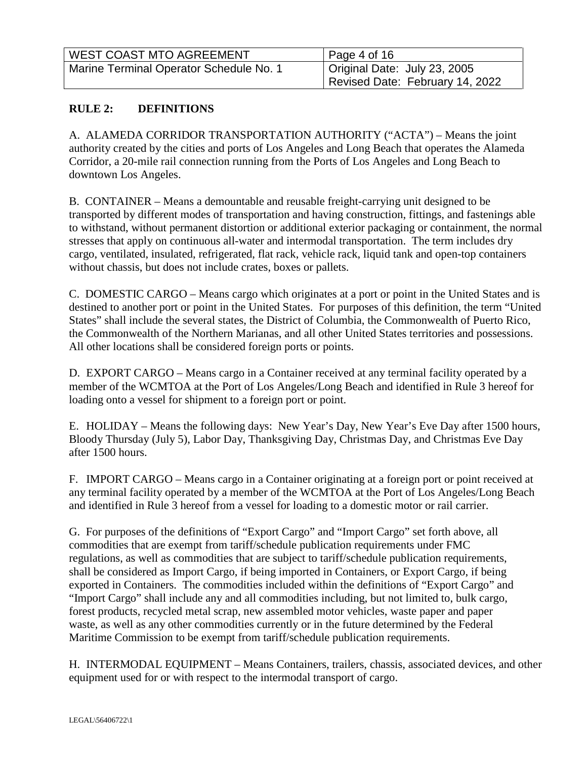## RULE 2: DEFINITIONS

A. ALAMEDA CORRIDOR TRANSPORTATION AUTHORITY ("ACTA") – Means the joint authority created by the cities and ports of Los Angeles and Long Beach that operates the Alameda Corridor, a 20-mile rail connection running from the Ports of Los Angeles and Long Beach to downtown Los Angeles.

B. CONTAINER – Means a demountable and reusable freight-carrying unit designed to be transported by different modes of transportation and having construction, fittings, and fastenings able to withstand, without permanent distortion or additional exterior packaging or containment, the normal stresses that apply on continuous all-water and intermodal transportation. The term includes dry cargo, ventilated, insulated, refrigerated, flat rack, vehicle rack, liquid tank and open-top containers without chassis, but does not include crates, boxes or pallets.

C. DOMESTIC CARGO – Means cargo which originates at a port or point in the United States and is destined to another port or point in the United States. For purposes of this definition, the term "United States" shall include the several states, the District of Columbia, the Commonwealth of Puerto Rico, the Commonwealth of the Northern Marianas, and all other United States territories and possessions. All other locations shall be considered foreign ports or points.

D. EXPORT CARGO – Means cargo in a Container received at any terminal facility operated by a member of the WCMTOA at the Port of Los Angeles/Long Beach and identified in Rule 3 hereof for loading onto a vessel for shipment to a foreign port or point.

E. HOLIDAY – Means the following days: New Year's Day, New Year's Eve Day after 1500 hours, Bloody Thursday (July 5), Labor Day, Thanksgiving Day, Christmas Day, and Christmas Eve Day after 1500 hours.

F. IMPORT CARGO – Means cargo in a Container originating at a foreign port or point received at any terminal facility operated by a member of the WCMTOA at the Port of Los Angeles/Long Beach and identified in Rule 3 hereof from a vessel for loading to a domestic motor or rail carrier.

G. For purposes of the definitions of "Export Cargo" and "Import Cargo" set forth above, all commodities that are exempt from tariff/schedule publication requirements under FMC regulations, as well as commodities that are subject to tariff/schedule publication requirements, shall be considered as Import Cargo, if being imported in Containers, or Export Cargo, if being exported in Containers. The commodities included within the definitions of "Export Cargo" and "Import Cargo" shall include any and all commodities including, but not limited to, bulk cargo, forest products, recycled metal scrap, new assembled motor vehicles, waste paper and paper waste, as well as any other commodities currently or in the future determined by the Federal Maritime Commission to be exempt from tariff/schedule publication requirements.

H. INTERMODAL EQUIPMENT – Means Containers, trailers, chassis, associated devices, and other equipment used for or with respect to the intermodal transport of cargo.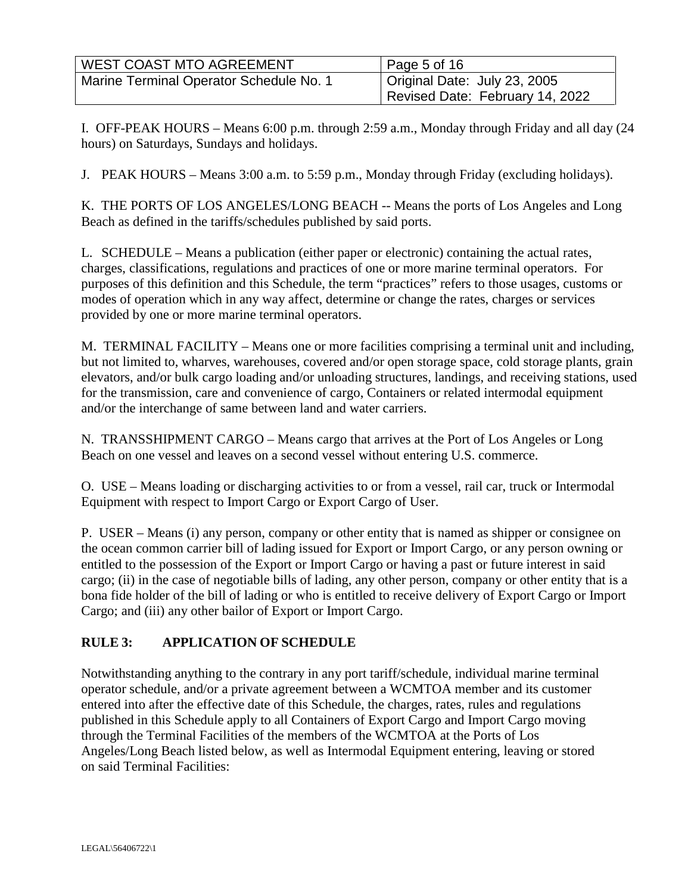I. OFF-PEAK HOURS – Means 6:00 p.m. through 2:59 a.m., Monday through Friday and all day (24 hours) on Saturdays, Sundays and holidays.

J. PEAK HOURS – Means 3:00 a.m. to 5:59 p.m., Monday through Friday (excluding holidays).

K. THE PORTS OF LOS ANGELES/LONG BEACH -- Means the ports of Los Angeles and Long Beach as defined in the tariffs/schedules published by said ports.

L. SCHEDULE – Means a publication (either paper or electronic) containing the actual rates, charges, classifications, regulations and practices of one or more marine terminal operators. For purposes of this definition and this Schedule, the term "practices" refers to those usages, customs or modes of operation which in any way affect, determine or change the rates, charges or services provided by one or more marine terminal operators.

M. TERMINAL FACILITY – Means one or more facilities comprising a terminal unit and including, but not limited to, wharves, warehouses, covered and/or open storage space, cold storage plants, grain elevators, and/or bulk cargo loading and/or unloading structures, landings, and receiving stations, used for the transmission, care and convenience of cargo, Containers or related intermodal equipment and/or the interchange of same between land and water carriers.

N. TRANSSHIPMENT CARGO – Means cargo that arrives at the Port of Los Angeles or Long Beach on one vessel and leaves on a second vessel without entering U.S. commerce.

O. USE – Means loading or discharging activities to or from a vessel, rail car, truck or Intermodal Equipment with respect to Import Cargo or Export Cargo of User.

P. USER – Means (i) any person, company or other entity that is named as shipper or consignee on the ocean common carrier bill of lading issued for Export or Import Cargo, or any person owning or entitled to the possession of the Export or Import Cargo or having a past or future interest in said cargo; (ii) in the case of negotiable bills of lading, any other person, company or other entity that is a bona fide holder of the bill of lading or who is entitled to receive delivery of Export Cargo or Import Cargo; and (iii) any other bailor of Export or Import Cargo.

## RULE 3: APPLICATION OF SCHEDULE

Notwithstanding anything to the contrary in any port tariff/schedule, individual marine terminal operator schedule, and/or a private agreement between a WCMTOA member and its customer entered into after the effective date of this Schedule, the charges, rates, rules and regulations published in this Schedule apply to all Containers of Export Cargo and Import Cargo moving through the Terminal Facilities of the members of the WCMTOA at the Ports of Los Angeles/Long Beach listed below, as well as Intermodal Equipment entering, leaving or stored on said Terminal Facilities: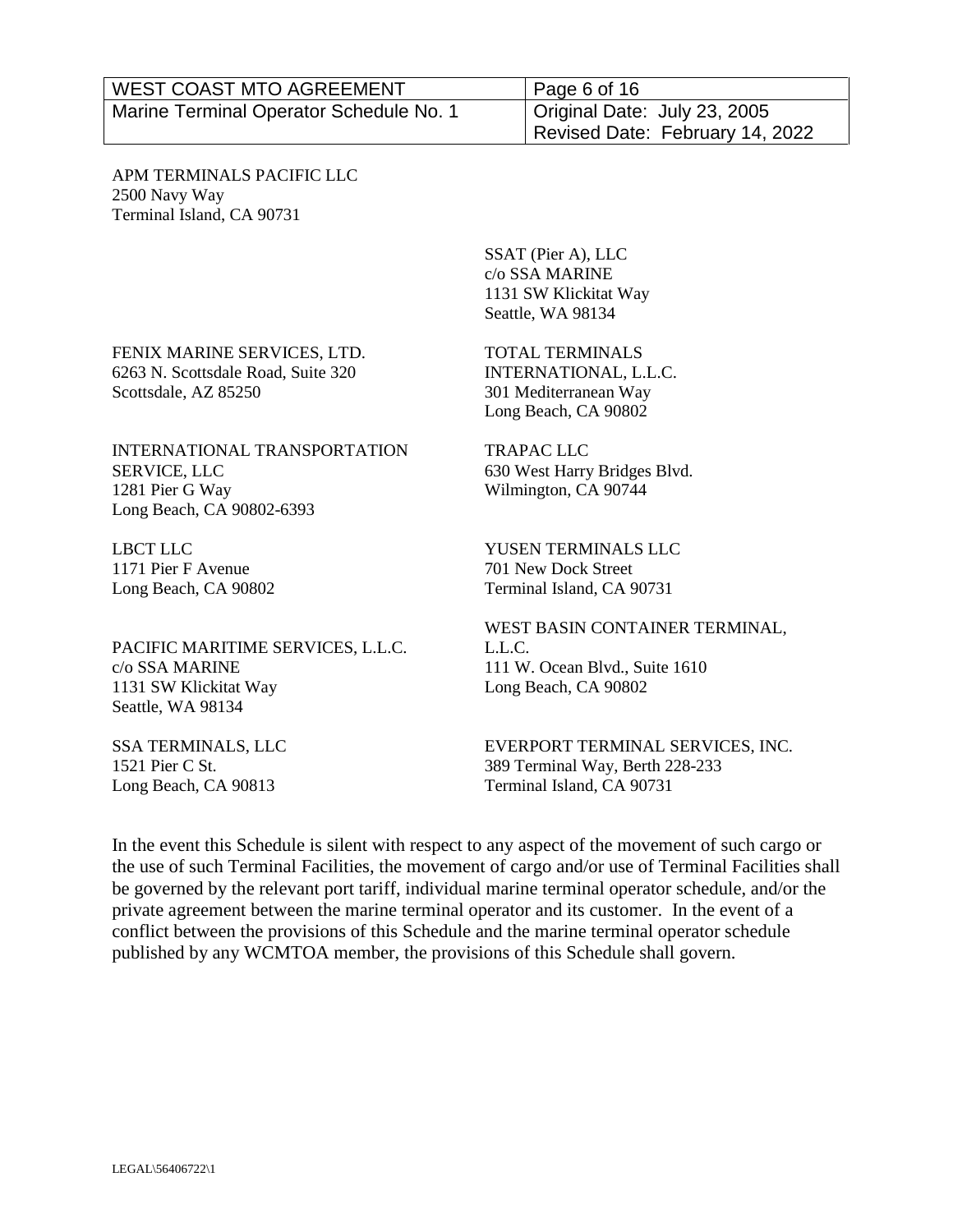APM TERMINALS PACIFIC LLC
2500 Navy Way
Terminal Island, CA 90731

SSAT (Pier A), LLC
c/o SSA MARINE
1131 SW Klickitat Way
Seattle, WA 98134

FENIX MARINE SERVICES, LTD.
6263 N. Scottsdale Road, Suite 320
Scottsdale, AZ 85250

TOTAL TERMINALS INTERNATIONAL, L.L.C.
301 Mediterranean Way
Long Beach, CA 90802

INTERNATIONAL TRANSPORTATION SERVICE, LLC
1281 Pier G Way
Long Beach, CA 90802-6393

TRAPAC LLC
630 West Harry Bridges Blvd.
Wilmington, CA 90744

LBCT LLC
1171 Pier F Avenue
Long Beach, CA 90802

YUSEN TERMINALS LLC
701 New Dock Street
Terminal Island, CA 90731

PACIFIC MARITIME SERVICES, L.L.C.
c/o SSA MARINE
1131 SW Klickitat Way
Seattle, WA 98134

WEST BASIN CONTAINER TERMINAL, L.L.C.
111 W. Ocean Blvd., Suite 1610
Long Beach, CA 90802

SSA TERMINALS, LLC
1521 Pier C St.
Long Beach, CA 90813

EVERPORT TERMINAL SERVICES, INC.
389 Terminal Way, Berth 228-233
Terminal Island, CA 90731

In the event this Schedule is silent with respect to any aspect of the movement of such cargo or the use of such Terminal Facilities, the movement of cargo and/or use of Terminal Facilities shall be governed by the relevant port tariff, individual marine terminal operator schedule, and/or the private agreement between the marine terminal operator and its customer. In the event of a conflict between the provisions of this Schedule and the marine terminal operator schedule published by any WCMTOA member, the provisions of this Schedule shall govern.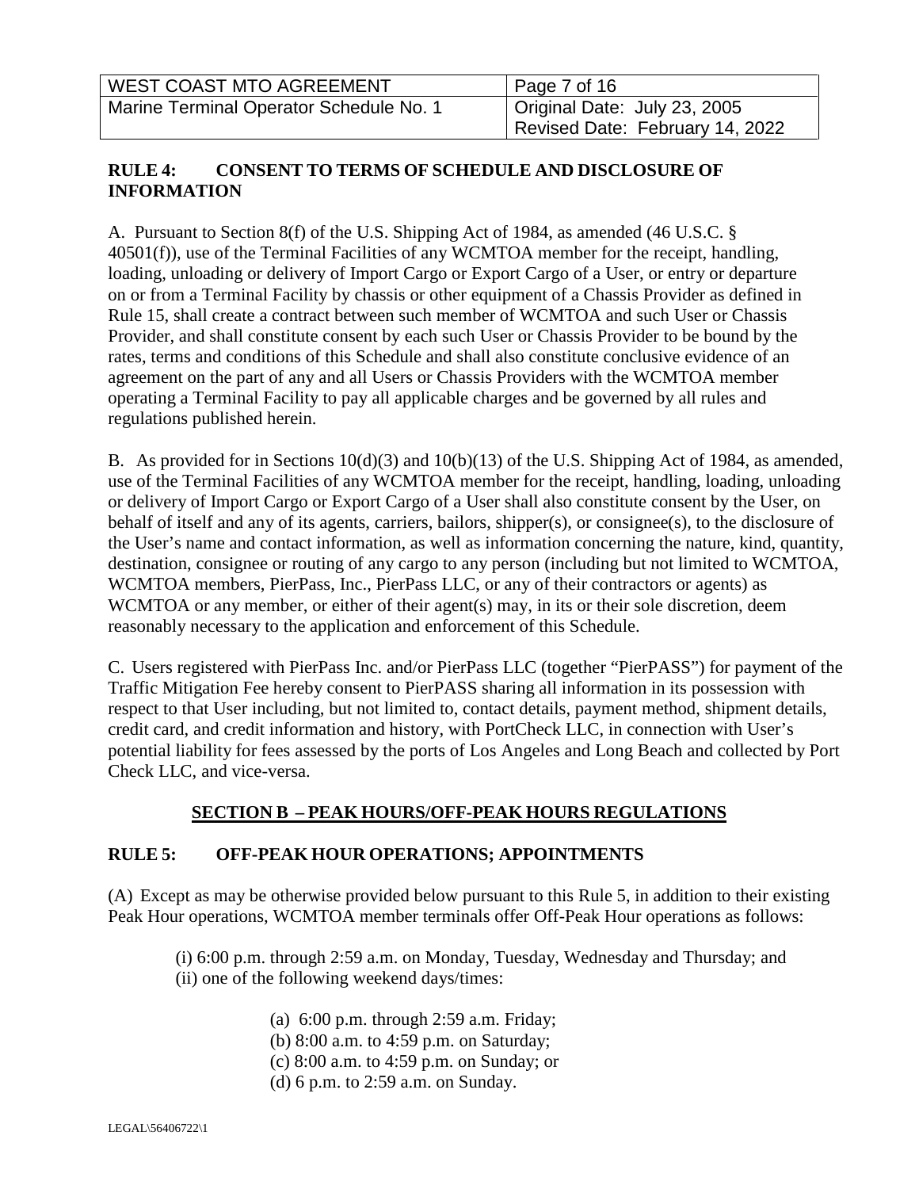## RULE 4: CONSENT TO TERMS OF SCHEDULE AND DISCLOSURE OF INFORMATION

A. Pursuant to Section 8(f) of the U.S. Shipping Act of 1984, as amended (46 U.S.C. § 40501(f)), use of the Terminal Facilities of any WCMTOA member for the receipt, handling, loading, unloading or delivery of Import Cargo or Export Cargo of a User, or entry or departure on or from a Terminal Facility by chassis or other equipment of a Chassis Provider as defined in Rule 15, shall create a contract between such member of WCMTOA and such User or Chassis Provider, and shall constitute consent by each such User or Chassis Provider to be bound by the rates, terms and conditions of this Schedule and shall also constitute conclusive evidence of an agreement on the part of any and all Users or Chassis Providers with the WCMTOA member operating a Terminal Facility to pay all applicable charges and be governed by all rules and regulations published herein.

B. As provided for in Sections 10(d)(3) and 10(b)(13) of the U.S. Shipping Act of 1984, as amended, use of the Terminal Facilities of any WCMTOA member for the receipt, handling, loading, unloading or delivery of Import Cargo or Export Cargo of a User shall also constitute consent by the User, on behalf of itself and any of its agents, carriers, bailors, shipper(s), or consignee(s), to the disclosure of the User's name and contact information, as well as information concerning the nature, kind, quantity, destination, consignee or routing of any cargo to any person (including but not limited to WCMTOA, WCMTOA members, PierPass, Inc., PierPass LLC, or any of their contractors or agents) as WCMTOA or any member, or either of their agent(s) may, in its or their sole discretion, deem reasonably necessary to the application and enforcement of this Schedule.

C. Users registered with PierPass Inc. and/or PierPass LLC (together "PierPASS") for payment of the Traffic Mitigation Fee hereby consent to PierPASS sharing all information in its possession with respect to that User including, but not limited to, contact details, payment method, shipment details, credit card, and credit information and history, with PortCheck LLC, in connection with User's potential liability for fees assessed by the ports of Los Angeles and Long Beach and collected by Port Check LLC, and vice-versa.

## SECTION B – PEAK HOURS/OFF-PEAK HOURS REGULATIONS

## RULE 5: OFF-PEAK HOUR OPERATIONS; APPOINTMENTS

(A) Except as may be otherwise provided below pursuant to this Rule 5, in addition to their existing Peak Hour operations, WCMTOA member terminals offer Off-Peak Hour operations as follows:

(i) 6:00 p.m. through 2:59 a.m. on Monday, Tuesday, Wednesday and Thursday; and
(ii) one of the following weekend days/times:

(a) 6:00 p.m. through 2:59 a.m. Friday;
(b) 8:00 a.m. to 4:59 p.m. on Saturday;
(c) 8:00 a.m. to 4:59 p.m. on Sunday; or
(d) 6 p.m. to 2:59 a.m. on Sunday.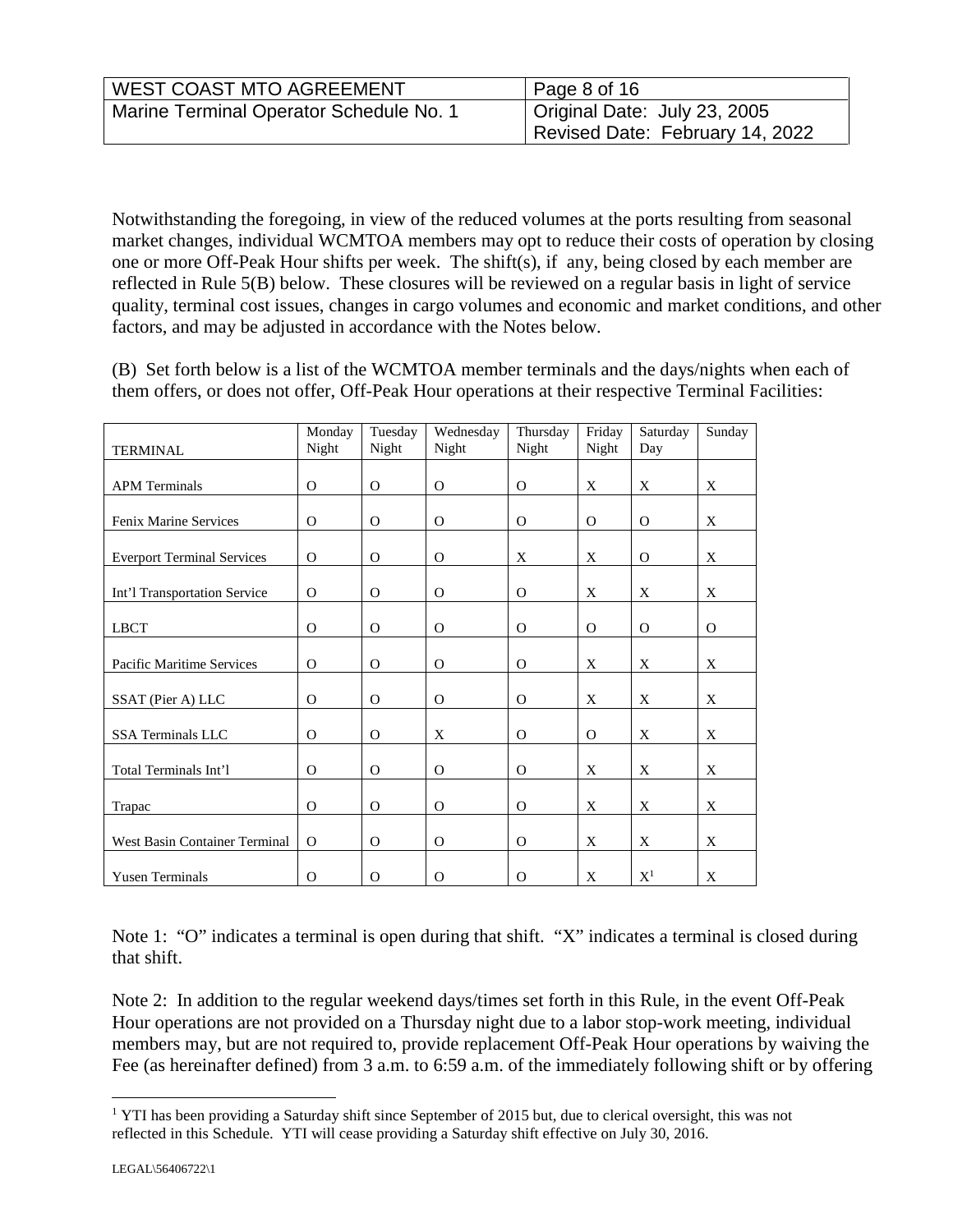Notwithstanding the foregoing, in view of the reduced volumes at the ports resulting from seasonal market changes, individual WCMTOA members may opt to reduce their costs of operation by closing one or more Off-Peak Hour shifts per week. The shift(s), if any, being closed by each member are reflected in Rule 5(B) below. These closures will be reviewed on a regular basis in light of service quality, terminal cost issues, changes in cargo volumes and economic and market conditions, and other factors, and may be adjusted in accordance with the Notes below.

(B) Set forth below is a list of the WCMTOA member terminals and the days/nights when each of them offers, or does not offer, Off-Peak Hour operations at their respective Terminal Facilities:

| TERMINAL | Monday Night | Tuesday Night | Wednesday Night | Thursday Night | Friday Night | Saturday Day | Sunday |
|---|---|---|---|---|---|---|---|
| APM Terminals | O | O | O | O | X | X | X |
| Fenix Marine Services | O | O | O | O | O | O | X |
| Everport Terminal Services | O | O | O | X | X | O | X |
| Int'l Transportation Service | O | O | O | O | X | X | X |
| LBCT | O | O | O | O | O | O | O |
| Pacific Maritime Services | O | O | O | O | X | X | X |
| SSAT (Pier A) LLC | O | O | O | O | X | X | X |
| SSA Terminals LLC | O | O | X | O | O | X | X |
| Total Terminals Int'l | O | O | O | O | X | X | X |
| Trapac | O | O | O | O | X | X | X |
| West Basin Container Terminal | O | O | O | O | X | X | X |
| Yusen Terminals | O | O | O | O | X | X[1] | X |

Note 1: "O" indicates a terminal is open during that shift. "X" indicates a terminal is closed during that shift.

Note 2: In addition to the regular weekend days/times set forth in this Rule, in the event Off-Peak Hour operations are not provided on a Thursday night due to a labor stop-work meeting, individual members may, but are not required to, provide replacement Off-Peak Hour operations by waiving the Fee (as hereinafter defined) from 3 a.m. to 6:59 a.m. of the immediately following shift or by offering

[1] YTI has been providing a Saturday shift since September of 2015 but, due to clerical oversight, this was not reflected in this Schedule. YTI will cease providing a Saturday shift effective on July 30, 2016.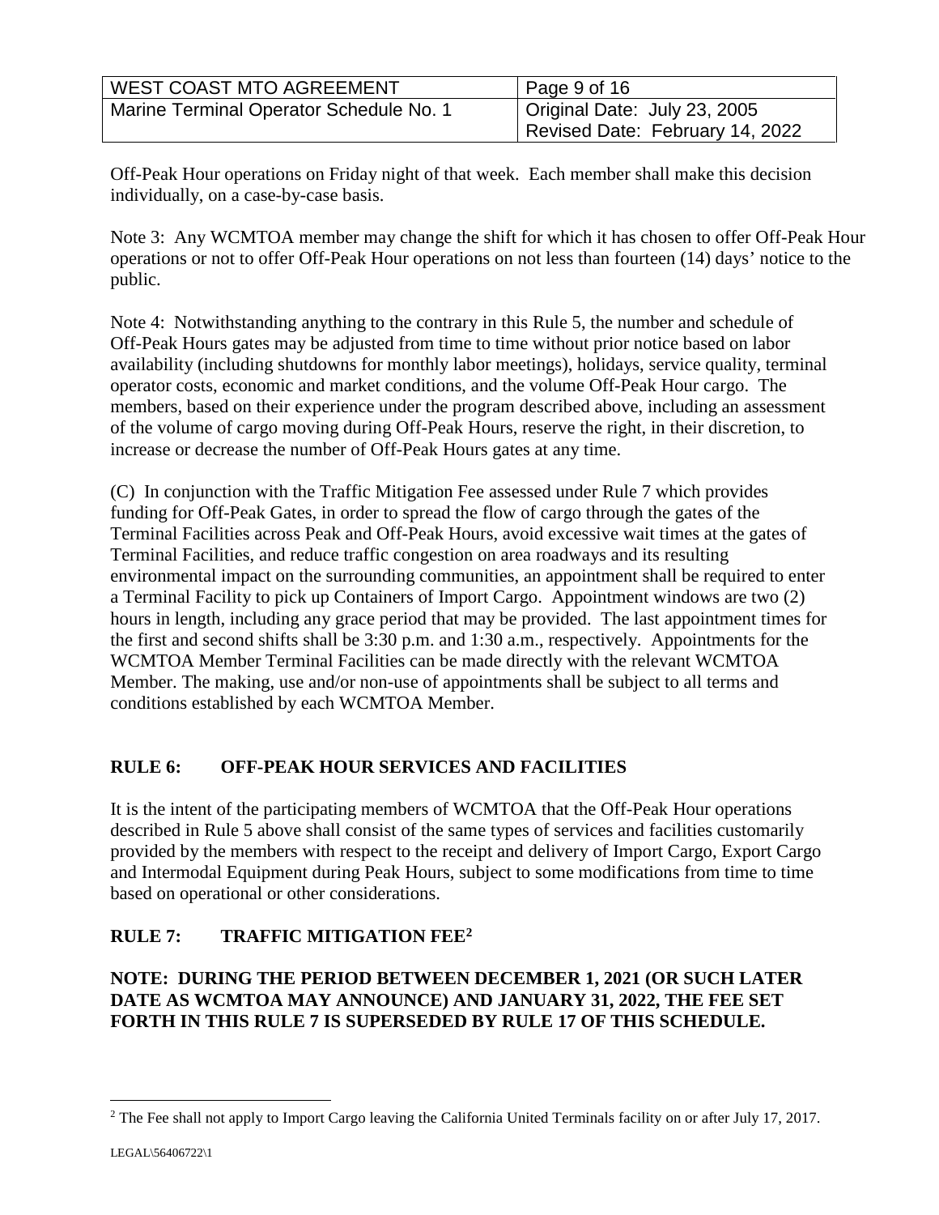Off-Peak Hour operations on Friday night of that week. Each member shall make this decision individually, on a case-by-case basis.

Note 3: Any WCMTOA member may change the shift for which it has chosen to offer Off-Peak Hour operations or not to offer Off-Peak Hour operations on not less than fourteen (14) days' notice to the public.

Note 4: Notwithstanding anything to the contrary in this Rule 5, the number and schedule of Off-Peak Hours gates may be adjusted from time to time without prior notice based on labor availability (including shutdowns for monthly labor meetings), holidays, service quality, terminal operator costs, economic and market conditions, and the volume Off-Peak Hour cargo. The members, based on their experience under the program described above, including an assessment of the volume of cargo moving during Off-Peak Hours, reserve the right, in their discretion, to increase or decrease the number of Off-Peak Hours gates at any time.

(C) In conjunction with the Traffic Mitigation Fee assessed under Rule 7 which provides funding for Off-Peak Gates, in order to spread the flow of cargo through the gates of the Terminal Facilities across Peak and Off-Peak Hours, avoid excessive wait times at the gates of Terminal Facilities, and reduce traffic congestion on area roadways and its resulting environmental impact on the surrounding communities, an appointment shall be required to enter a Terminal Facility to pick up Containers of Import Cargo. Appointment windows are two (2) hours in length, including any grace period that may be provided. The last appointment times for the first and second shifts shall be 3:30 p.m. and 1:30 a.m., respectively. Appointments for the WCMTOA Member Terminal Facilities can be made directly with the relevant WCMTOA Member. The making, use and/or non-use of appointments shall be subject to all terms and conditions established by each WCMTOA Member.

## RULE 6: OFF-PEAK HOUR SERVICES AND FACILITIES

It is the intent of the participating members of WCMTOA that the Off-Peak Hour operations described in Rule 5 above shall consist of the same types of services and facilities customarily provided by the members with respect to the receipt and delivery of Import Cargo, Export Cargo and Intermodal Equipment during Peak Hours, subject to some modifications from time to time based on operational or other considerations.

## RULE 7: TRAFFIC MITIGATION FEE[2]

**NOTE: DURING THE PERIOD BETWEEN DECEMBER 1, 2021 (OR SUCH LATER DATE AS WCMTOA MAY ANNOUNCE) AND JANUARY 31, 2022, THE FEE SET FORTH IN THIS RULE 7 IS SUPERSEDED BY RULE 17 OF THIS SCHEDULE.**

[2] The Fee shall not apply to Import Cargo leaving the California United Terminals facility on or after July 17, 2017.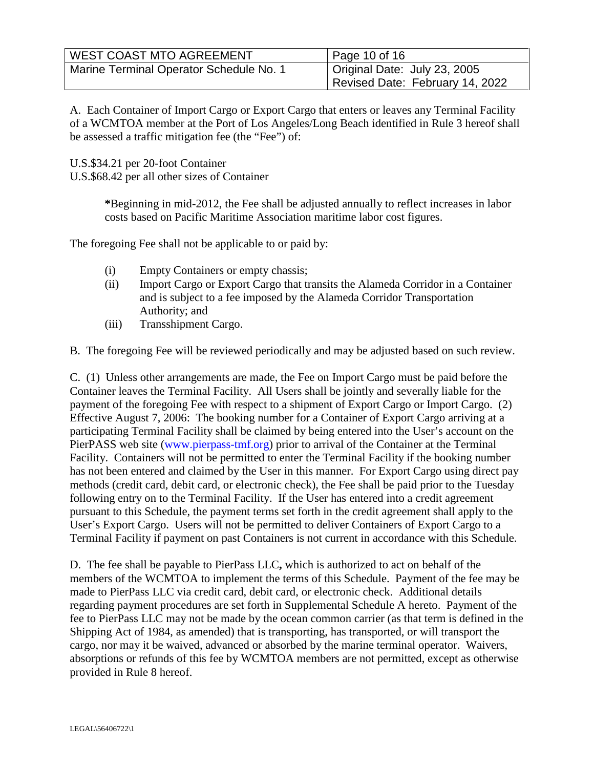A. Each Container of Import Cargo or Export Cargo that enters or leaves any Terminal Facility of a WCMTOA member at the Port of Los Angeles/Long Beach identified in Rule 3 hereof shall be assessed a traffic mitigation fee (the "Fee") of:

U.S.$34.21 per 20-foot Container
U.S.$68.42 per all other sizes of Container

> **\***Beginning in mid-2012, the Fee shall be adjusted annually to reflect increases in labor costs based on Pacific Maritime Association maritime labor cost figures.

The foregoing Fee shall not be applicable to or paid by:

- (i) Empty Containers or empty chassis;
- (ii) Import Cargo or Export Cargo that transits the Alameda Corridor in a Container and is subject to a fee imposed by the Alameda Corridor Transportation Authority; and
- (iii) Transshipment Cargo.

B. The foregoing Fee will be reviewed periodically and may be adjusted based on such review.

C. (1) Unless other arrangements are made, the Fee on Import Cargo must be paid before the Container leaves the Terminal Facility. All Users shall be jointly and severally liable for the payment of the foregoing Fee with respect to a shipment of Export Cargo or Import Cargo. (2) Effective August 7, 2006: The booking number for a Container of Export Cargo arriving at a participating Terminal Facility shall be claimed by being entered into the User's account on the PierPASS web site (www.pierpass-tmf.org) prior to arrival of the Container at the Terminal Facility. Containers will not be permitted to enter the Terminal Facility if the booking number has not been entered and claimed by the User in this manner. For Export Cargo using direct pay methods (credit card, debit card, or electronic check), the Fee shall be paid prior to the Tuesday following entry on to the Terminal Facility. If the User has entered into a credit agreement pursuant to this Schedule, the payment terms set forth in the credit agreement shall apply to the User's Export Cargo. Users will not be permitted to deliver Containers of Export Cargo to a Terminal Facility if payment on past Containers is not current in accordance with this Schedule.

D. The fee shall be payable to PierPass LLC**,** which is authorized to act on behalf of the members of the WCMTOA to implement the terms of this Schedule. Payment of the fee may be made to PierPass LLC via credit card, debit card, or electronic check. Additional details regarding payment procedures are set forth in Supplemental Schedule A hereto. Payment of the fee to PierPass LLC may not be made by the ocean common carrier (as that term is defined in the Shipping Act of 1984, as amended) that is transporting, has transported, or will transport the cargo, nor may it be waived, advanced or absorbed by the marine terminal operator. Waivers, absorptions or refunds of this fee by WCMTOA members are not permitted, except as otherwise provided in Rule 8 hereof.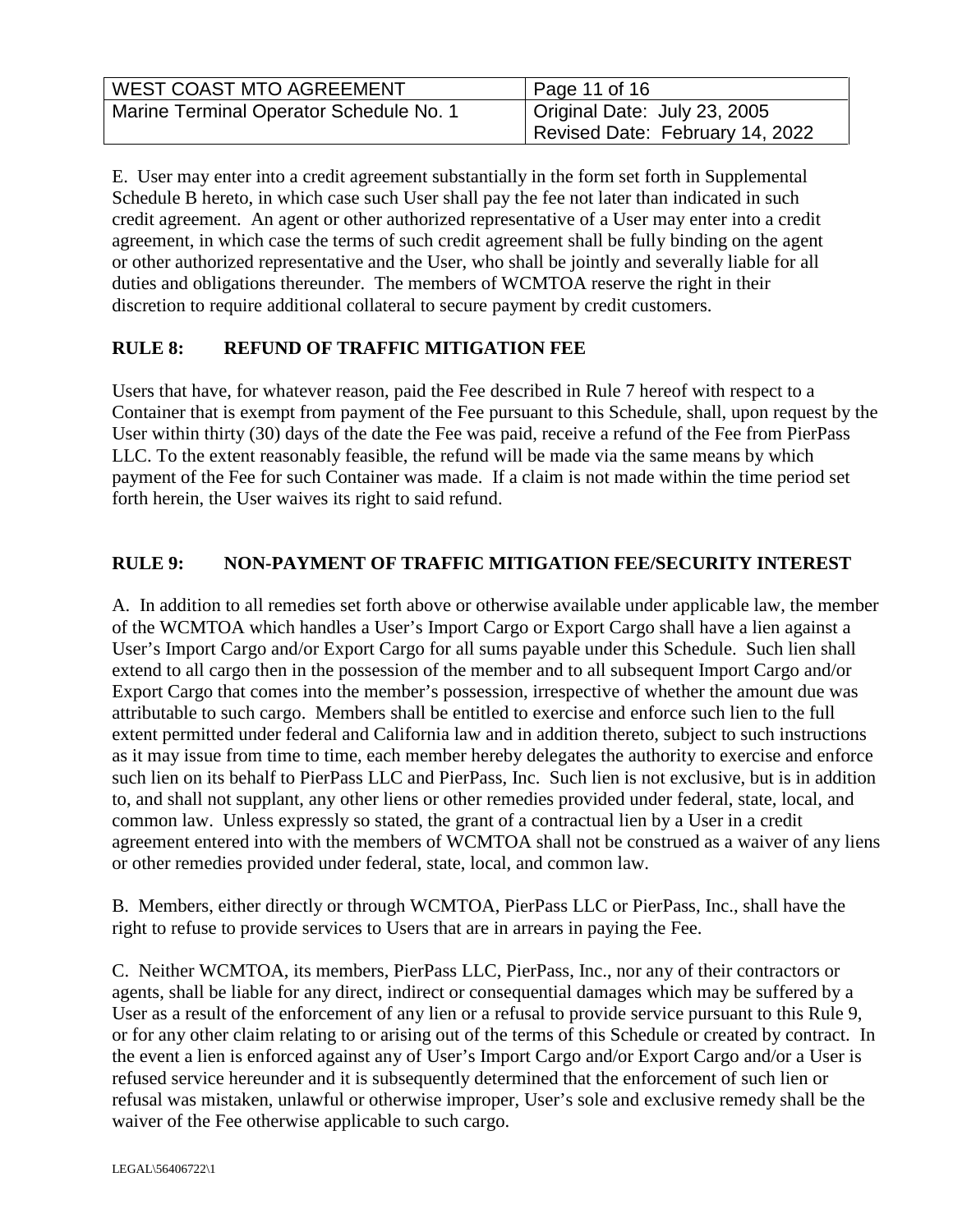E. User may enter into a credit agreement substantially in the form set forth in Supplemental Schedule B hereto, in which case such User shall pay the fee not later than indicated in such credit agreement. An agent or other authorized representative of a User may enter into a credit agreement, in which case the terms of such credit agreement shall be fully binding on the agent or other authorized representative and the User, who shall be jointly and severally liable for all duties and obligations thereunder. The members of WCMTOA reserve the right in their discretion to require additional collateral to secure payment by credit customers.

## RULE 8: REFUND OF TRAFFIC MITIGATION FEE

Users that have, for whatever reason, paid the Fee described in Rule 7 hereof with respect to a Container that is exempt from payment of the Fee pursuant to this Schedule, shall, upon request by the User within thirty (30) days of the date the Fee was paid, receive a refund of the Fee from PierPass LLC. To the extent reasonably feasible, the refund will be made via the same means by which payment of the Fee for such Container was made. If a claim is not made within the time period set forth herein, the User waives its right to said refund.

## RULE 9: NON-PAYMENT OF TRAFFIC MITIGATION FEE/SECURITY INTEREST

A. In addition to all remedies set forth above or otherwise available under applicable law, the member of the WCMTOA which handles a User's Import Cargo or Export Cargo shall have a lien against a User's Import Cargo and/or Export Cargo for all sums payable under this Schedule. Such lien shall extend to all cargo then in the possession of the member and to all subsequent Import Cargo and/or Export Cargo that comes into the member's possession, irrespective of whether the amount due was attributable to such cargo. Members shall be entitled to exercise and enforce such lien to the full extent permitted under federal and California law and in addition thereto, subject to such instructions as it may issue from time to time, each member hereby delegates the authority to exercise and enforce such lien on its behalf to PierPass LLC and PierPass, Inc. Such lien is not exclusive, but is in addition to, and shall not supplant, any other liens or other remedies provided under federal, state, local, and common law. Unless expressly so stated, the grant of a contractual lien by a User in a credit agreement entered into with the members of WCMTOA shall not be construed as a waiver of any liens or other remedies provided under federal, state, local, and common law.

B. Members, either directly or through WCMTOA, PierPass LLC or PierPass, Inc., shall have the right to refuse to provide services to Users that are in arrears in paying the Fee.

C. Neither WCMTOA, its members, PierPass LLC, PierPass, Inc., nor any of their contractors or agents, shall be liable for any direct, indirect or consequential damages which may be suffered by a User as a result of the enforcement of any lien or a refusal to provide service pursuant to this Rule 9, or for any other claim relating to or arising out of the terms of this Schedule or created by contract. In the event a lien is enforced against any of User's Import Cargo and/or Export Cargo and/or a User is refused service hereunder and it is subsequently determined that the enforcement of such lien or refusal was mistaken, unlawful or otherwise improper, User's sole and exclusive remedy shall be the waiver of the Fee otherwise applicable to such cargo.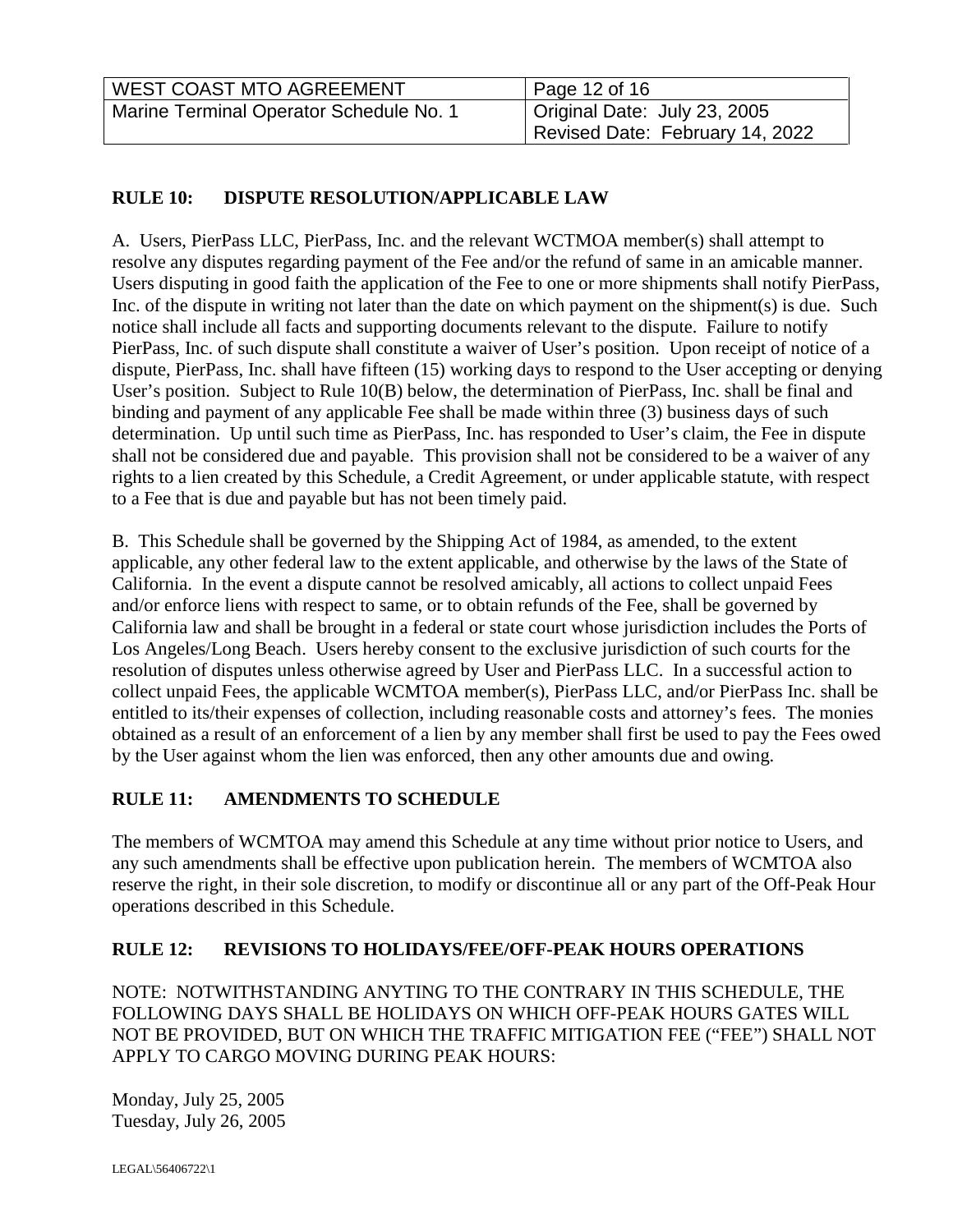## RULE 10: DISPUTE RESOLUTION/APPLICABLE LAW

A. Users, PierPass LLC, PierPass, Inc. and the relevant WCTMOA member(s) shall attempt to resolve any disputes regarding payment of the Fee and/or the refund of same in an amicable manner. Users disputing in good faith the application of the Fee to one or more shipments shall notify PierPass, Inc. of the dispute in writing not later than the date on which payment on the shipment(s) is due. Such notice shall include all facts and supporting documents relevant to the dispute. Failure to notify PierPass, Inc. of such dispute shall constitute a waiver of User's position. Upon receipt of notice of a dispute, PierPass, Inc. shall have fifteen (15) working days to respond to the User accepting or denying User's position. Subject to Rule 10(B) below, the determination of PierPass, Inc. shall be final and binding and payment of any applicable Fee shall be made within three (3) business days of such determination. Up until such time as PierPass, Inc. has responded to User's claim, the Fee in dispute shall not be considered due and payable. This provision shall not be considered to be a waiver of any rights to a lien created by this Schedule, a Credit Agreement, or under applicable statute, with respect to a Fee that is due and payable but has not been timely paid.

B. This Schedule shall be governed by the Shipping Act of 1984, as amended, to the extent applicable, any other federal law to the extent applicable, and otherwise by the laws of the State of California. In the event a dispute cannot be resolved amicably, all actions to collect unpaid Fees and/or enforce liens with respect to same, or to obtain refunds of the Fee, shall be governed by California law and shall be brought in a federal or state court whose jurisdiction includes the Ports of Los Angeles/Long Beach. Users hereby consent to the exclusive jurisdiction of such courts for the resolution of disputes unless otherwise agreed by User and PierPass LLC. In a successful action to collect unpaid Fees, the applicable WCMTOA member(s), PierPass LLC, and/or PierPass Inc. shall be entitled to its/their expenses of collection, including reasonable costs and attorney's fees. The monies obtained as a result of an enforcement of a lien by any member shall first be used to pay the Fees owed by the User against whom the lien was enforced, then any other amounts due and owing.

## RULE 11: AMENDMENTS TO SCHEDULE

The members of WCMTOA may amend this Schedule at any time without prior notice to Users, and any such amendments shall be effective upon publication herein. The members of WCMTOA also reserve the right, in their sole discretion, to modify or discontinue all or any part of the Off-Peak Hour operations described in this Schedule.

## RULE 12: REVISIONS TO HOLIDAYS/FEE/OFF-PEAK HOURS OPERATIONS

NOTE: NOTWITHSTANDING ANYTING TO THE CONTRARY IN THIS SCHEDULE, THE FOLLOWING DAYS SHALL BE HOLIDAYS ON WHICH OFF-PEAK HOURS GATES WILL NOT BE PROVIDED, BUT ON WHICH THE TRAFFIC MITIGATION FEE ("FEE") SHALL NOT APPLY TO CARGO MOVING DURING PEAK HOURS:

Monday, July 25, 2005
Tuesday, July 26, 2005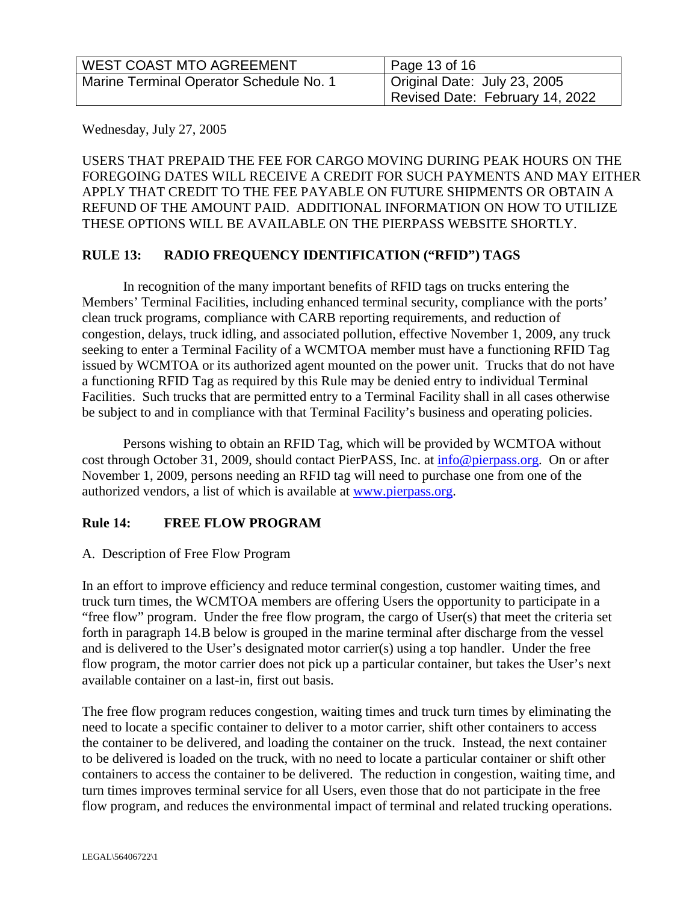Wednesday, July 27, 2005

USERS THAT PREPAID THE FEE FOR CARGO MOVING DURING PEAK HOURS ON THE FOREGOING DATES WILL RECEIVE A CREDIT FOR SUCH PAYMENTS AND MAY EITHER APPLY THAT CREDIT TO THE FEE PAYABLE ON FUTURE SHIPMENTS OR OBTAIN A REFUND OF THE AMOUNT PAID. ADDITIONAL INFORMATION ON HOW TO UTILIZE THESE OPTIONS WILL BE AVAILABLE ON THE PIERPASS WEBSITE SHORTLY.

## RULE 13: RADIO FREQUENCY IDENTIFICATION ("RFID") TAGS

In recognition of the many important benefits of RFID tags on trucks entering the Members' Terminal Facilities, including enhanced terminal security, compliance with the ports' clean truck programs, compliance with CARB reporting requirements, and reduction of congestion, delays, truck idling, and associated pollution, effective November 1, 2009, any truck seeking to enter a Terminal Facility of a WCMTOA member must have a functioning RFID Tag issued by WCMTOA or its authorized agent mounted on the power unit. Trucks that do not have a functioning RFID Tag as required by this Rule may be denied entry to individual Terminal Facilities. Such trucks that are permitted entry to a Terminal Facility shall in all cases otherwise be subject to and in compliance with that Terminal Facility's business and operating policies.

Persons wishing to obtain an RFID Tag, which will be provided by WCMTOA without cost through October 31, 2009, should contact PierPASS, Inc. at info@pierpass.org. On or after November 1, 2009, persons needing an RFID tag will need to purchase one from one of the authorized vendors, a list of which is available at www.pierpass.org.

## Rule 14: FREE FLOW PROGRAM

A. Description of Free Flow Program

In an effort to improve efficiency and reduce terminal congestion, customer waiting times, and truck turn times, the WCMTOA members are offering Users the opportunity to participate in a "free flow" program. Under the free flow program, the cargo of User(s) that meet the criteria set forth in paragraph 14.B below is grouped in the marine terminal after discharge from the vessel and is delivered to the User's designated motor carrier(s) using a top handler. Under the free flow program, the motor carrier does not pick up a particular container, but takes the User's next available container on a last-in, first out basis.

The free flow program reduces congestion, waiting times and truck turn times by eliminating the need to locate a specific container to deliver to a motor carrier, shift other containers to access the container to be delivered, and loading the container on the truck. Instead, the next container to be delivered is loaded on the truck, with no need to locate a particular container or shift other containers to access the container to be delivered. The reduction in congestion, waiting time, and turn times improves terminal service for all Users, even those that do not participate in the free flow program, and reduces the environmental impact of terminal and related trucking operations.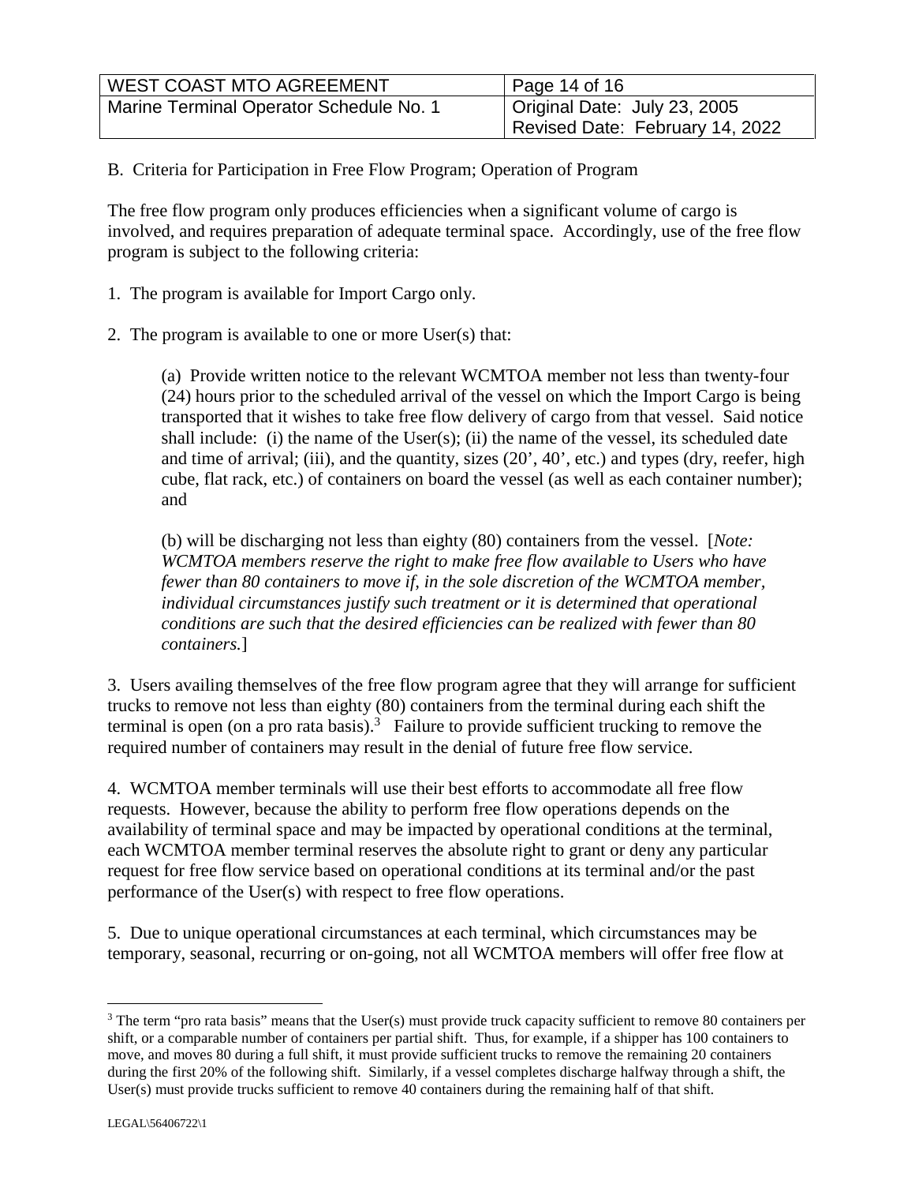B. Criteria for Participation in Free Flow Program; Operation of Program

The free flow program only produces efficiencies when a significant volume of cargo is involved, and requires preparation of adequate terminal space. Accordingly, use of the free flow program is subject to the following criteria:

1. The program is available for Import Cargo only.

2. The program is available to one or more User(s) that:

   (a) Provide written notice to the relevant WCMTOA member not less than twenty-four (24) hours prior to the scheduled arrival of the vessel on which the Import Cargo is being transported that it wishes to take free flow delivery of cargo from that vessel. Said notice shall include: (i) the name of the User(s); (ii) the name of the vessel, its scheduled date and time of arrival; (iii), and the quantity, sizes (20', 40', etc.) and types (dry, reefer, high cube, flat rack, etc.) of containers on board the vessel (as well as each container number); and

   (b) will be discharging not less than eighty (80) containers from the vessel. [*Note: WCMTOA members reserve the right to make free flow available to Users who have fewer than 80 containers to move if, in the sole discretion of the WCMTOA member, individual circumstances justify such treatment or it is determined that operational conditions are such that the desired efficiencies can be realized with fewer than 80 containers.*]

3. Users availing themselves of the free flow program agree that they will arrange for sufficient trucks to remove not less than eighty (80) containers from the terminal during each shift the terminal is open (on a pro rata basis).[3] Failure to provide sufficient trucking to remove the required number of containers may result in the denial of future free flow service.

4. WCMTOA member terminals will use their best efforts to accommodate all free flow requests. However, because the ability to perform free flow operations depends on the availability of terminal space and may be impacted by operational conditions at the terminal, each WCMTOA member terminal reserves the absolute right to grant or deny any particular request for free flow service based on operational conditions at its terminal and/or the past performance of the User(s) with respect to free flow operations.

5. Due to unique operational circumstances at each terminal, which circumstances may be temporary, seasonal, recurring or on-going, not all WCMTOA members will offer free flow at

---

[3] The term "pro rata basis" means that the User(s) must provide truck capacity sufficient to remove 80 containers per shift, or a comparable number of containers per partial shift. Thus, for example, if a shipper has 100 containers to move, and moves 80 during a full shift, it must provide sufficient trucks to remove the remaining 20 containers during the first 20% of the following shift. Similarly, if a vessel completes discharge halfway through a shift, the User(s) must provide trucks sufficient to remove 40 containers during the remaining half of that shift.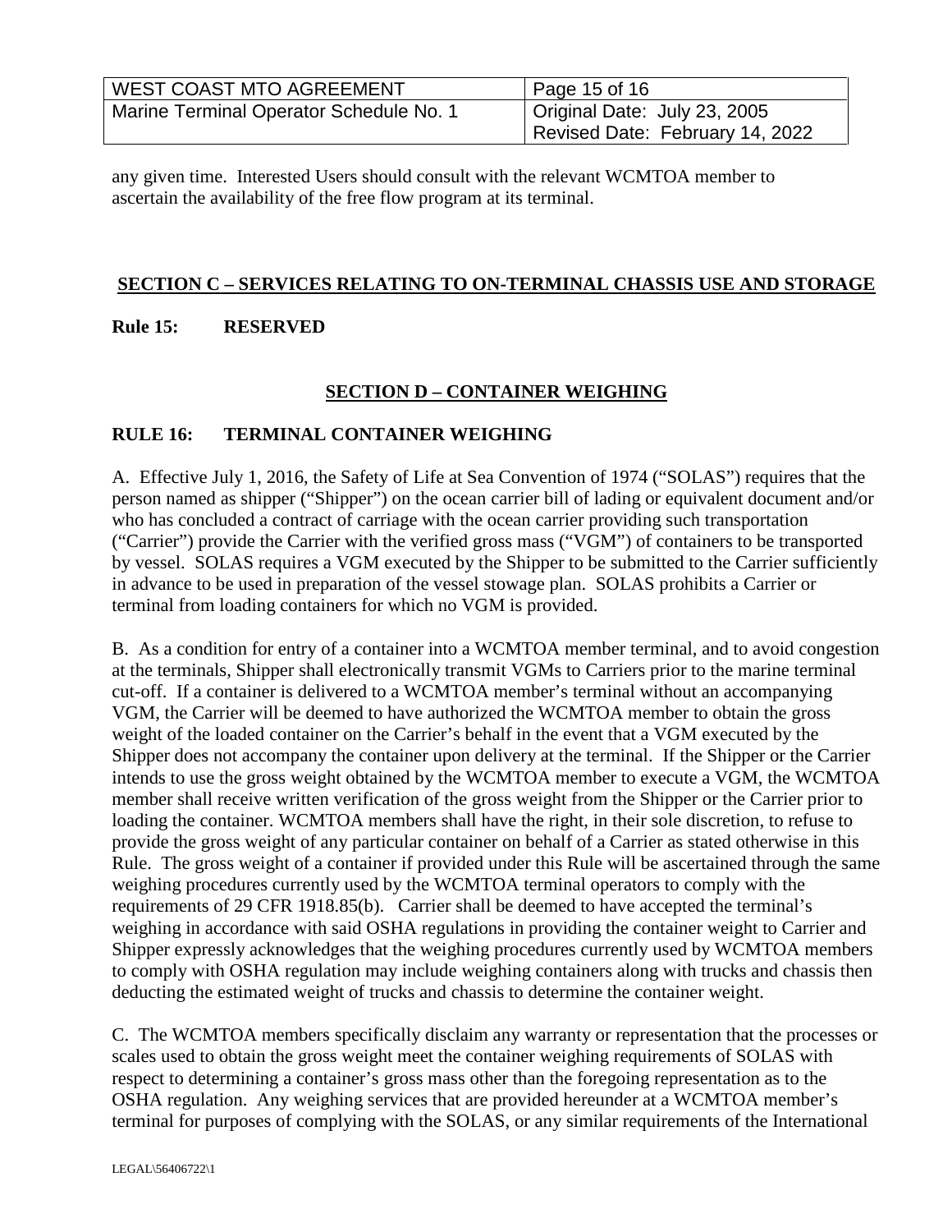any given time. Interested Users should consult with the relevant WCMTOA member to ascertain the availability of the free flow program at its terminal.

## SECTION C – SERVICES RELATING TO ON-TERMINAL CHASSIS USE AND STORAGE

### Rule 15: RESERVED

## SECTION D – CONTAINER WEIGHING

### RULE 16: TERMINAL CONTAINER WEIGHING

A. Effective July 1, 2016, the Safety of Life at Sea Convention of 1974 ("SOLAS") requires that the person named as shipper ("Shipper") on the ocean carrier bill of lading or equivalent document and/or who has concluded a contract of carriage with the ocean carrier providing such transportation ("Carrier") provide the Carrier with the verified gross mass ("VGM") of containers to be transported by vessel. SOLAS requires a VGM executed by the Shipper to be submitted to the Carrier sufficiently in advance to be used in preparation of the vessel stowage plan. SOLAS prohibits a Carrier or terminal from loading containers for which no VGM is provided.

B. As a condition for entry of a container into a WCMTOA member terminal, and to avoid congestion at the terminals, Shipper shall electronically transmit VGMs to Carriers prior to the marine terminal cut-off. If a container is delivered to a WCMTOA member's terminal without an accompanying VGM, the Carrier will be deemed to have authorized the WCMTOA member to obtain the gross weight of the loaded container on the Carrier's behalf in the event that a VGM executed by the Shipper does not accompany the container upon delivery at the terminal. If the Shipper or the Carrier intends to use the gross weight obtained by the WCMTOA member to execute a VGM, the WCMTOA member shall receive written verification of the gross weight from the Shipper or the Carrier prior to loading the container. WCMTOA members shall have the right, in their sole discretion, to refuse to provide the gross weight of any particular container on behalf of a Carrier as stated otherwise in this Rule. The gross weight of a container if provided under this Rule will be ascertained through the same weighing procedures currently used by the WCMTOA terminal operators to comply with the requirements of 29 CFR 1918.85(b). Carrier shall be deemed to have accepted the terminal's weighing in accordance with said OSHA regulations in providing the container weight to Carrier and Shipper expressly acknowledges that the weighing procedures currently used by WCMTOA members to comply with OSHA regulation may include weighing containers along with trucks and chassis then deducting the estimated weight of trucks and chassis to determine the container weight.

C. The WCMTOA members specifically disclaim any warranty or representation that the processes or scales used to obtain the gross weight meet the container weighing requirements of SOLAS with respect to determining a container's gross mass other than the foregoing representation as to the OSHA regulation. Any weighing services that are provided hereunder at a WCMTOA member's terminal for purposes of complying with the SOLAS, or any similar requirements of the International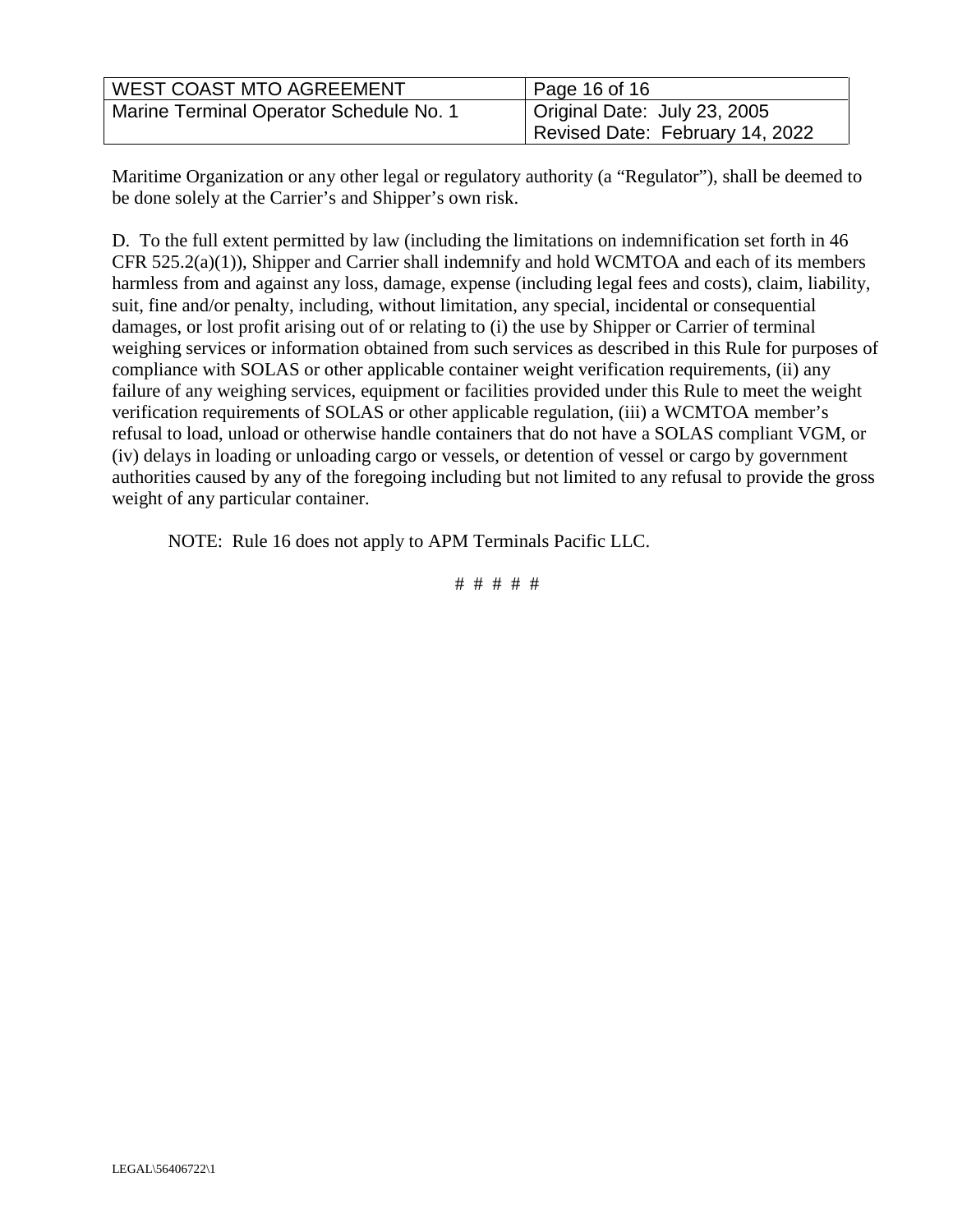Maritime Organization or any other legal or regulatory authority (a "Regulator"), shall be deemed to be done solely at the Carrier's and Shipper's own risk.

D. To the full extent permitted by law (including the limitations on indemnification set forth in 46 CFR 525.2(a)(1)), Shipper and Carrier shall indemnify and hold WCMTOA and each of its members harmless from and against any loss, damage, expense (including legal fees and costs), claim, liability, suit, fine and/or penalty, including, without limitation, any special, incidental or consequential damages, or lost profit arising out of or relating to (i) the use by Shipper or Carrier of terminal weighing services or information obtained from such services as described in this Rule for purposes of compliance with SOLAS or other applicable container weight verification requirements, (ii) any failure of any weighing services, equipment or facilities provided under this Rule to meet the weight verification requirements of SOLAS or other applicable regulation, (iii) a WCMTOA member's refusal to load, unload or otherwise handle containers that do not have a SOLAS compliant VGM, or (iv) delays in loading or unloading cargo or vessels, or detention of vessel or cargo by government authorities caused by any of the foregoing including but not limited to any refusal to provide the gross weight of any particular container.

NOTE: Rule 16 does not apply to APM Terminals Pacific LLC.

# # # # #